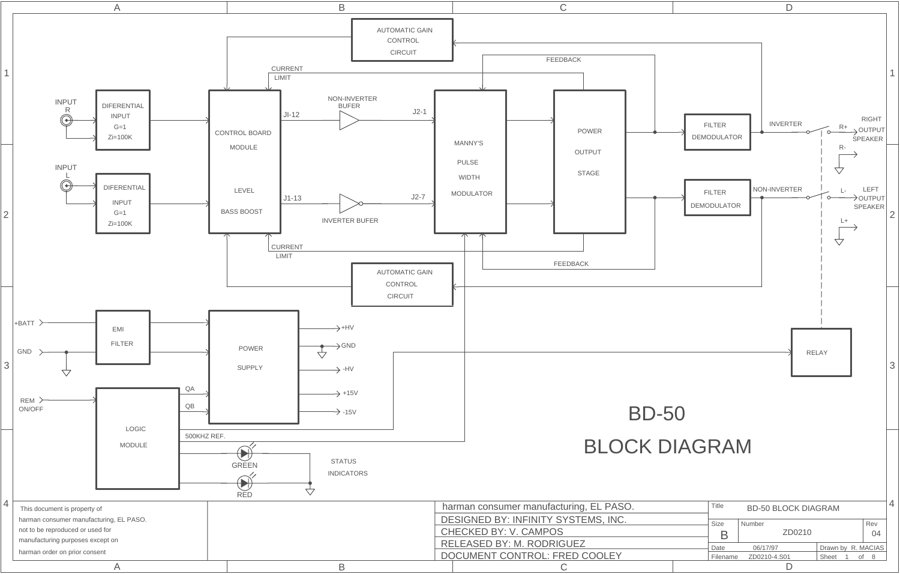# BD-50

## BLOCK DIAGRAM

INPUT R → DIFERENTIAL INPUT G=1 Zi=100K

INPUT L → DIFERENTIAL INPUT G=1 Zi=100K

CONTROL BOARD MODULE

LEVEL

BASS BOOST

JI-12 → NON-INVERTER BUFER → J2-1

J1-13 → INVERTER BUFER → J2-7

MANNY'S PULSE WIDTH MODULATOR

POWER OUTPUT STAGE

FILTER DEMODULATOR → INVERTER → R+ RIGHT OUTPUT SPEAKER, R-

FILTER DEMODULATOR → NON-INVERTER → L- LEFT OUTPUT SPEAKER, L+

AUTOMATIC GAIN CONTROL CIRCUIT

AUTOMATIC GAIN CONTROL CIRCUIT

CURRENT LIMIT

CURRENT LIMIT

FEEDBACK

FEEDBACK

+BATT → EMI FILTER

GND

POWER SUPPLY: +HV, GND, -HV, +15V, -15V

REM ON/OFF → LOGIC MODULE

QA

QB

500KHZ REF.

RELAY

GREEN

RED

STATUS INDICATORS

This document is property of harman consumer manufacturing, EL PASO. not to be reproduced or used for manufacturing purposes except on harman order on prior consent

| harman consumer manufacturing, EL PASO. |
|---|
| DESIGNED BY: INFINITY SYSTEMS, INC. |
| CHECKED BY: V. CAMPOS |
| RELEASED BY: M. RODRIGUEZ |
| DOCUMENT CONTROL: FRED COOLEY |

| Title | BD-50 BLOCK DIAGRAM | | |
|---|---|---|---|
| Size | B | Number ZD0210 | Rev 04 |
| Date | 06/17/97 | Drawn by R. MACIAS | |
| Filename | ZD0210-4.S01 | Sheet 1 of 8 | |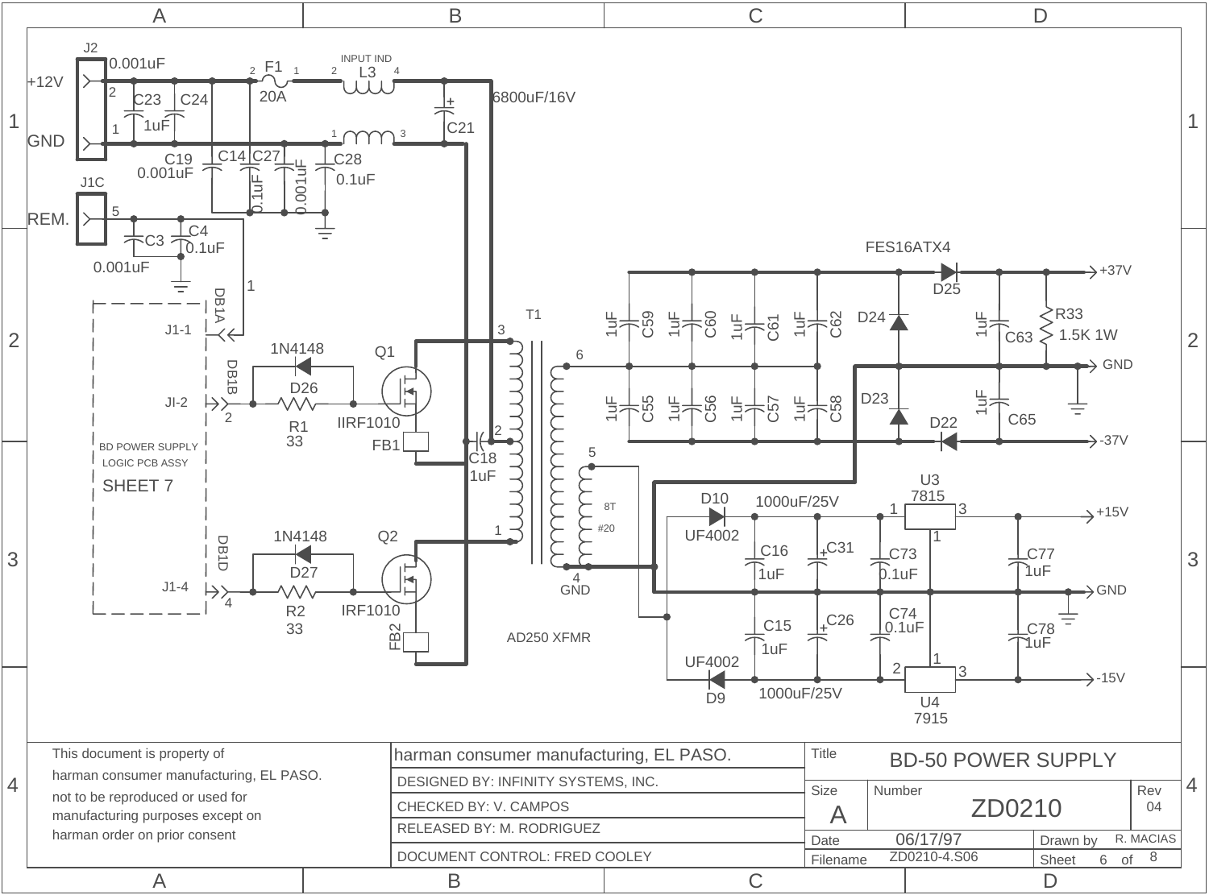# BD-50 POWER SUPPLY

**Schematic labels:**

+12V, GND, REM.

J2: 0.001uF, C23 1uF, C24, C19 0.001uF, C14 0.1uF, C27 0.001uF, C28 0.1uF

F1 20A, INPUT IND L3, 6800uF/16V C21

J1C, C3 0.001uF, C4 0.1uF

BD POWER SUPPLY LOGIC PCB ASSY SHEET 7

J1-1 (DB1A), JI-2 (DB1B), J1-4 (DB1D)

D26 1N4148, R1 33, Q1 IIRF1010, FB1

D27 1N4148, R2 33, Q2 IRF1010, FB2

C18 1uF

T1 AD250 XFMR (8T #20)

C59, C60, C61, C62, C55, C56, C57, C58: 1uF

FES16ATX4 D25, D24, D23, D22

C63 1uF, C65 1uF, R33 1.5K 1W

+37V, GND, -37V

D10 UF4002, D9 UF4002, 1000uF/25V

C16 1uF, C31, C73 0.1uF, C77 1uF, C15 1uF, C26, C74 0.1uF, C78 1uF

U3 7815, U4 7915

+15V, GND, -15V

| | | | |
|---|---|---|---|
| This document is property of harman consumer manufacturing, EL PASO. not to be reproduced or used for manufacturing purposes except on harman order on prior consent | harman consumer manufacturing, EL PASO. | Title | BD-50 POWER SUPPLY |
| | DESIGNED BY: INFINITY SYSTEMS, INC. | Size A | Number ZD0210 — Rev 04 |
| | CHECKED BY: V. CAMPOS | | |
| | RELEASED BY: M. RODRIGUEZ | Date 06/17/97 | Drawn by R. MACIAS |
| | DOCUMENT CONTROL: FRED COOLEY | Filename ZD0210-4.S06 | Sheet 6 of 8 |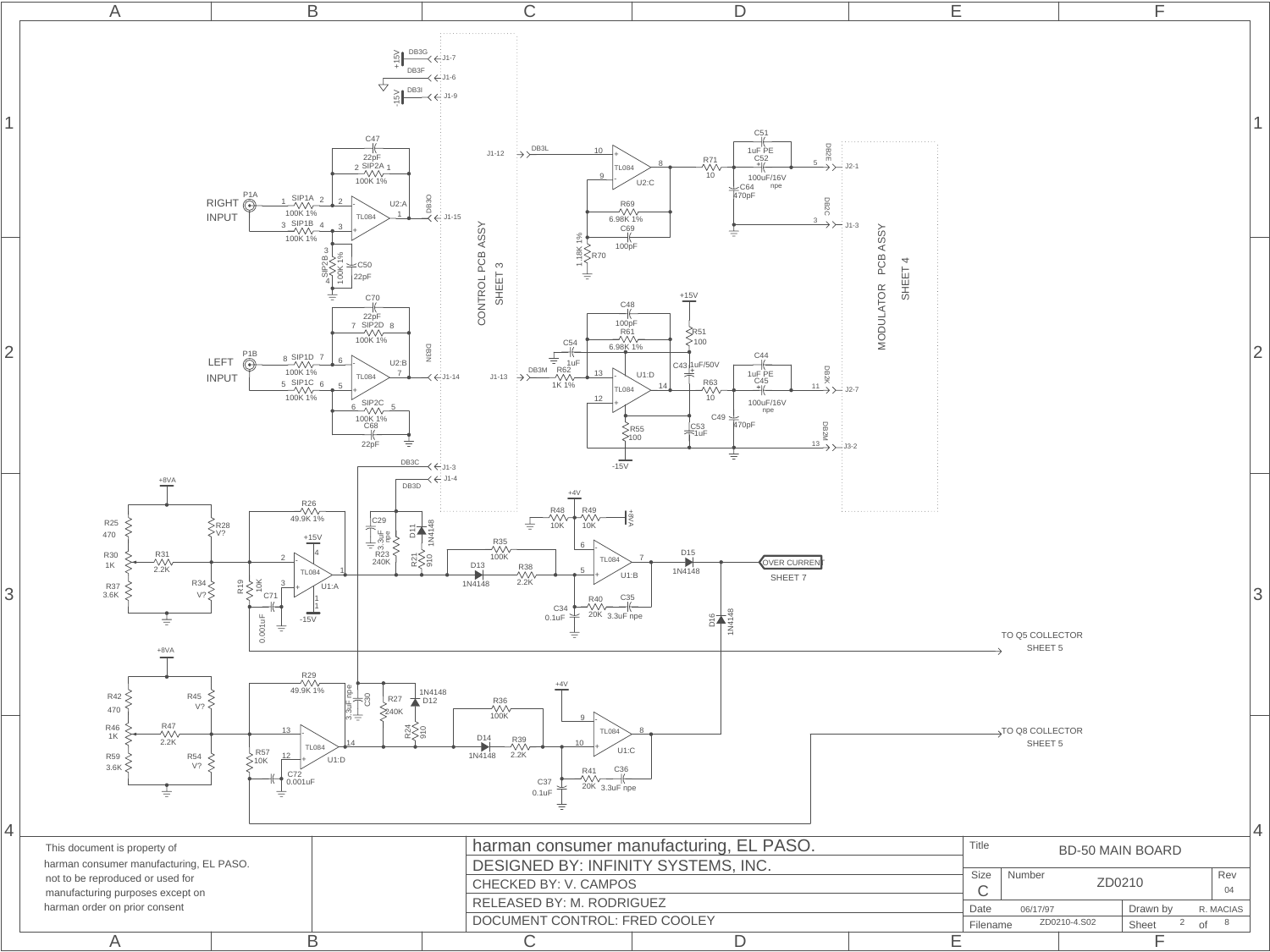RIGHT INPUT

LEFT INPUT

CONTROL PCB ASSY
SHEET 3

MODULATOR PCB ASSY
SHEET 4

OVER CURRENT
SHEET 7

TO Q5 COLLECTOR
SHEET 5

TO Q8 COLLECTOR
SHEET 5

| | | |
|---|---|---|
| This document is property of harman consumer manufacturing, EL PASO. not to be reproduced or used for manufacturing purposes except on harman order on prior consent | harman consumer manufacturing, EL PASO. | Title: BD-50 MAIN BOARD |
| | DESIGNED BY: INFINITY SYSTEMS, INC. | Size: C &nbsp; Number: ZD0210 &nbsp; Rev: 04 |
| | CHECKED BY: V. CAMPOS | Date: 06/17/97 &nbsp; Drawn by: R. MACIAS |
| | RELEASED BY: M. RODRIGUEZ | Filename: ZD0210-4.S02 &nbsp; Sheet 2 of 8 |
| | DOCUMENT CONTROL: FRED COOLEY | |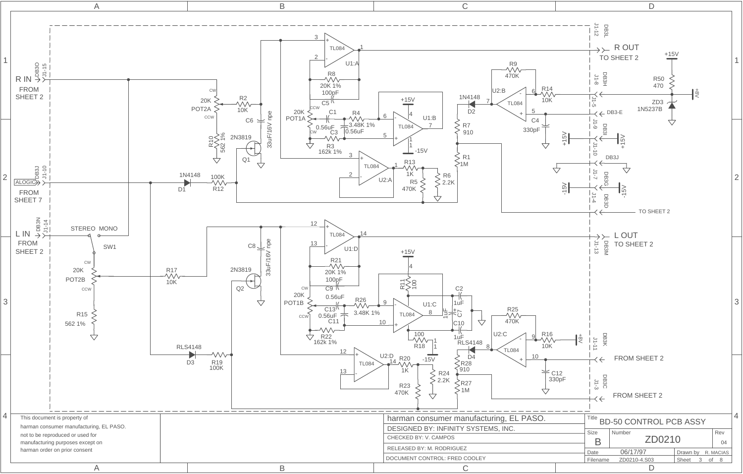# BD-50 CONTROL PCB ASSY

R IN — FROM SHEET 2 (DB3O, J1-15)

ALOGIC — FROM SHEET 7 (DB3J, J1-10)

L IN — FROM SHEET 2 (DB3N, J1-14)

R OUT — TO SHEET 2 (DB3L, J1-12)

L OUT — TO SHEET 2 (DB3M, J1-13)

TO SHEET 2 (DB3D, J1-4)

FROM SHEET 2 (DB3K, J1-11)

FROM SHEET 2 (DB3C, J1-3)

DB3H J1-8, DB3-E J1-5, DB3I J1-9, DB3J J1-10, DB3G J1-7

Components: U1:A, U1:B, U1:C, U1:D, U2:A, U2:B, U2:C, U2:D TL084; Q1, Q2 2N3819; POT1A, POT1B, POT2A, POT2B 20K; SW1 STEREO/MONO; D1 1N4148; D2 1N4148; D3 RLS4148; D4 RLS4148; ZD3 1N5237B; R1 1M; R2 10K; R3 162k 1%; R4 3.48K 1%; R5 470K; R6 2.2K; R7 910; R8 20K 1%; R9 470K; R10 562 1%; R11 100; R12 100K; R13 1K; R14 10K; R15 562 1%; R16 10K; R17 10K; R18 100; R19 100K; R20 1K; R21 20K 1%; R22 162k 1%; R23 470K; R24 2.2K; R25 470K; R26 3.48K 1%; R27 1M; R28 910; R50 470; C1 0.56uF; C2 1uF; C3 0.56uF; C4 330pF; C5 100pF; C6 33uF/16V npe; C7 1uF; C8 33uF/16V npe; C9 100pF; C10 1uF; C11 0.56uF; C12 330pF; C13 0.56uF; +15V; -15V; +8V

| This document is property of harman consumer manufacturing, EL PASO. not to be reproduced or used for manufacturing purposes except on harman order on prior consent |
|---|

| harman consumer manufacturing, EL PASO. | |
|---|---|
| DESIGNED BY: INFINITY SYSTEMS, INC. | |
| CHECKED BY: V. CAMPOS | |
| RELEASED BY: M. RODRIGUEZ | |
| DOCUMENT CONTROL: FRED COOLEY | |

| Title | BD-50 CONTROL PCB ASSY | |
|---|---|---|
| Size B | Number ZD0210 | Rev 04 |
| Date 06/17/97 | Drawn by R. MACIAS | |
| Filename ZD0210-4.S03 | Sheet 3 of 8 | |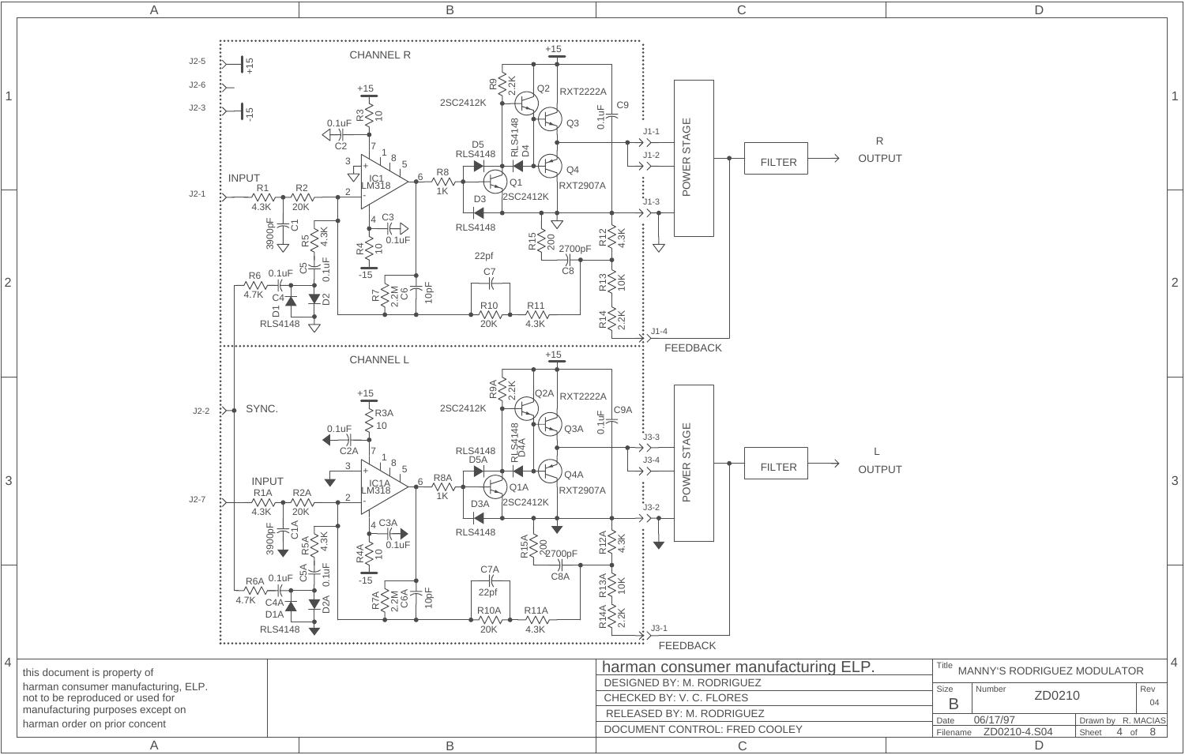## CHANNEL R

J2-5 +15
J2-6
J2-3 -15
J2-1 INPUT

R1 4.3K, R2 20K, C1 3900pF, R3 10, C2 0.1uF, IC1 LM318, R4 10, C3 0.1uF, R5 4.3K, C5 0.1uF, R6 4.7K, C4 0.1uF, D1 RLS4148, D2, R7 2.2M, C6 10pF, C7 22pf, R10 20K, R11 4.3K, R8 1K, D5 RLS4148, D4 RLS4148, D3 RLS4148, Q1 2SC2412K, Q2 2SC2412K, R9 2.2K, Q3 RXT2222A, Q4 RXT2907A, C9 0.1uF, R15 200, C8 2700pF, R12 4.3K, R13 10K, R14 2.2K

J1-1, J1-2, J1-3, J1-4 FEEDBACK

POWER STAGE → FILTER → R OUTPUT

## CHANNEL L

J2-2 SYNC.
J2-7 INPUT

R1A 4.3K, R2A 20K, C1A 3900pF, R3A 10, C2A 0.1uF, IC1A LM318, R4A 10, C3A 0.1uF, R5A 4.3K, C5A 0.1uF, R6A 4.7K, C4A 0.1uF, D1A RLS4148, D2A, R7A 2.2M, C6A 10pF, C7A 22pf, R10A 20K, R11A 4.3K, R8A 1K, D5A RLS4148, D4A RLS4148, D3A RLS4148, Q1A 2SC2412K, Q2A 2SC2412K, R9A 2.2K, Q3A RXT2222A, Q4A RXT2907A, C9A 0.1uF, R15A 200, C8A 2700pF, R12A 4.3K, R13A 10K, R14A 2.2K

J3-3, J3-4, J3-2, J3-1 FEEDBACK

POWER STAGE → FILTER → L OUTPUT

---

this document is property of harman consumer manufacturing, ELP. not to be reproduced or used for manufacturing purposes except on harman order on prior concent

**harman consumer manufacturing ELP.**

DESIGNED BY: M. RODRIGUEZ
CHECKED BY: V. C. FLORES
RELEASED BY: M. RODRIGUEZ
DOCUMENT CONTROL: FRED COOLEY

| Title | MANNY'S RODRIGUEZ MODULATOR | | |
|---|---|---|---|
| Size: B | Number: ZD0210 | | Rev: 04 |
| Date: 06/17/97 | | Drawn by: R. MACIAS | |
| Filename: ZD0210-4.S04 | | Sheet 4 of 8 | |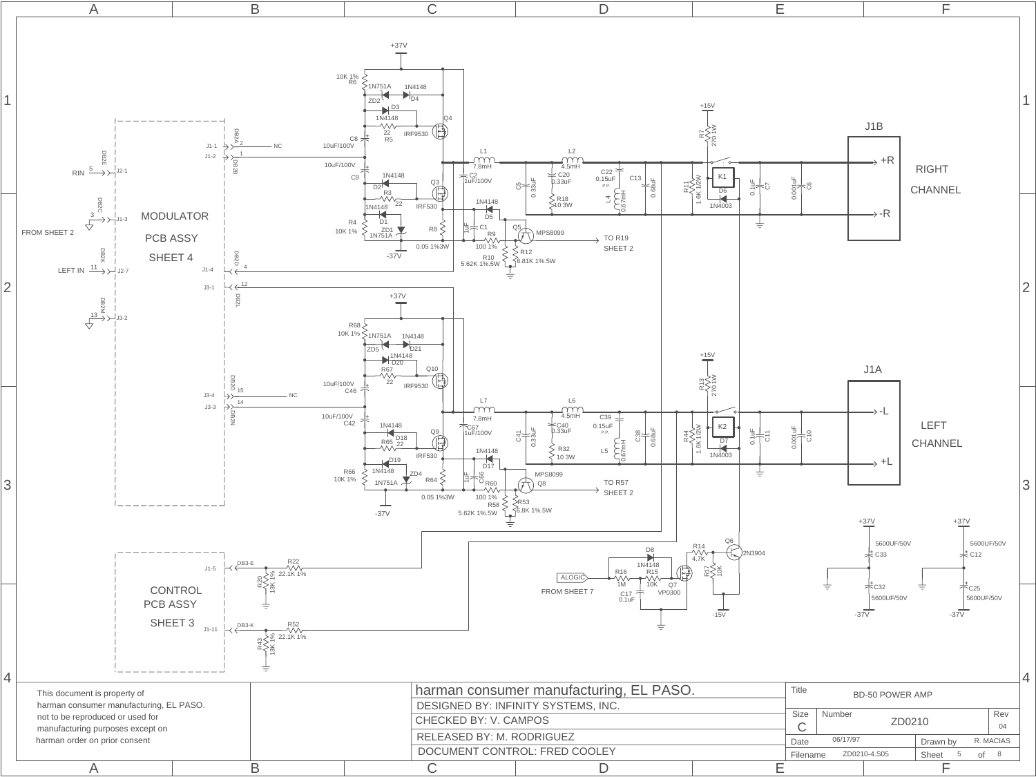# BD-50 POWER AMP

**MODULATOR PCB ASSY SHEET 4**

- RIN 5 → J2-1 (DB2E)
- 3 → J1-3 (DB2C)
- FROM SHEET 2
- LEFT IN 11 → J2-7 (DB2K)
- 13 → J3-2 (DB2M)
- J1-1 (DB2A) 2 — NC
- J1-2 (DB2B) 1
- J1-4 (DB2D) 4
- J3-1 (DB2L) 12
- J3-4 (DB2O) 15 — NC
- J3-3 (DB2N) 14

**Right channel output stage:** +37V, R6 10K 1%, ZD2 1N751A, D4 1N4148, D3 1N4148, R5 22, Q4 IRF9530, C8 10uF/100V, C9 10uF/100V, D2 1N4148, R3 22, Q3 IRF530, D1 1N4148, ZD1 1N751A, R4 10K 1%, R8 0.05 1%3W, -37V, L1 7.8mH, C2 1uF/100V, L2 4.5mH, C20 0.33uF, R18 10 3W, C22 0.15uF P.P., L4 0.67mH, C13 0.68uF, C5 0.33uF, D5 1N4148, C1 1uF, R9 100 1%, Q5 MPS8099, R10 5.62K 1%.5W, R12 6.81K 1%.5W, TO R19 SHEET 2.

**+15V**, R7 270 1W, K1, R11 1.6K 1/2W, D6 1N4003, C7 0.1uF, C6 0.001uF.

**J1B**: +R, -R — RIGHT CHANNEL

**Left channel output stage:** +37V, R68 10K 1%, ZD5 1N751A, D21 1N4148, D20 1N4148, R67 22, Q10 IRF9530, C46 10uF/100V, C42 10uF/100V, D18 1N4148, R65 22, Q9 IRF530, D19 1N4148, ZD4 1N751A, R66 10K 1%, R64 0.05 1%3W, -37V, L7 7.8mH, C67 1uF/100V, L6 4.5mH, C40 0.33uF, R32 10 3W, C39 0.15uF P.P., L5 0.67mH, C38 0.68uF, C41 0.33uF, D17 1N4148, C66 1uF, R60 100 1%, Q8 MPS8099, R58 5.62K 1%.5W, R53 6.8K 1%.5W, TO R57 SHEET 2.

**+15V**, R13 270 1W, K2, R44 1.6K 1/2W, D7 1N4003, C11 0.1uF, C10 0.001uF.

**J1A**: -L, +L — LEFT CHANNEL

**CONTROL PCB ASSY SHEET 3**

- J1-5 DB3-E, R22 22.1K 1%, R20 13K 1%
- J1-11 DB3-K, R52 22.1K 1%, R43 13K 1%

ALOGIC FROM SHEET 7: R16 1M, D8 1N4148, R15 10K, C17 0.1uF, Q7 VP0300, R14 4.7K, R17 10K, Q6 2N3904, -15V.

Supply filter: +37V, C33 5600UF/50V, C32 5600UF/50V, -37V; +37V, C12 5600UF/50V, C25 5600UF/50V, -37V.

This document is property of harman consumer manufacturing, EL PASO. not to be reproduced or used for manufacturing purposes except on harman order on prior consent

| harman consumer manufacturing, EL PASO. | Title | BD-50 POWER AMP | |
|---|---|---|---|
| DESIGNED BY: INFINITY SYSTEMS, INC. | Size C | Number ZD0210 | Rev 04 |
| CHECKED BY: V. CAMPOS | Date 06/17/97 | Drawn by R. MACIAS | |
| RELEASED BY: M. RODRIGUEZ | Filename ZD0210-4.S05 | Sheet 5 of 8 | |
| DOCUMENT CONTROL: FRED COOLEY | | | |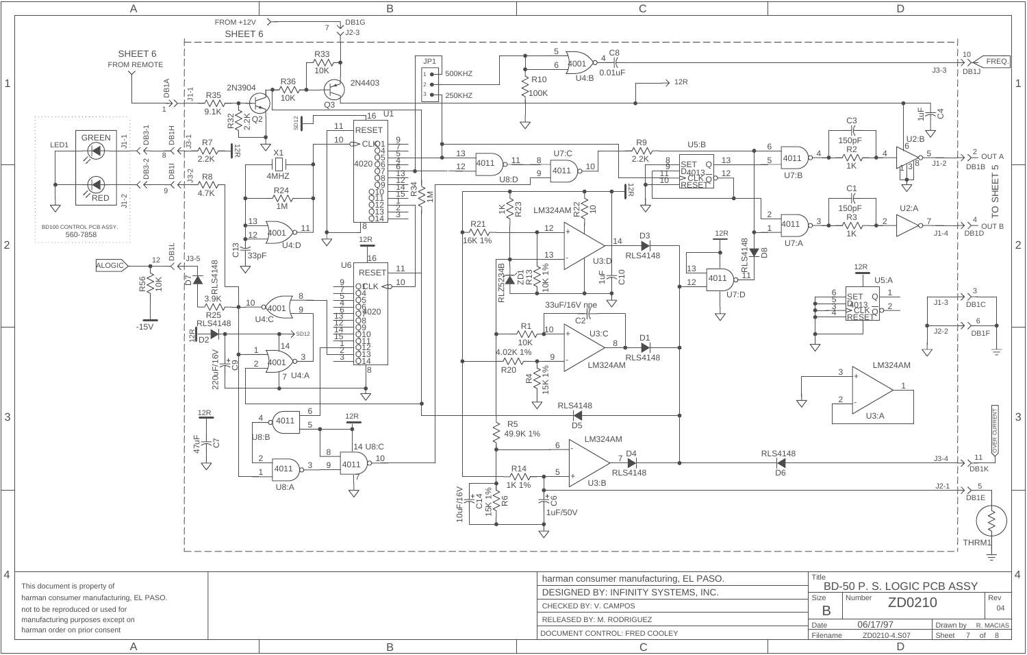# BD-50 P. S. LOGIC PCB ASSY

SHEET 6 — FROM REMOTE

FROM +12V — SHEET 6

TO SHEET 5

BD100 CONTROL PCB ASSY. 560-7858

| | |
|---|---|
| harman consumer manufacturing, EL PASO. | |
| DESIGNED BY: INFINITY SYSTEMS, INC. | |
| CHECKED BY: V. CAMPOS | |
| RELEASED BY: M. RODRIGUEZ | |
| DOCUMENT CONTROL: FRED COOLEY | |

| Title | BD-50 P. S. LOGIC PCB ASSY | | |
|---|---|---|---|
| Size | B | Number ZD0210 | Rev 04 |
| Date | 06/17/97 | Drawn by | R. MACIAS |
| Filename | ZD0210-4.S07 | Sheet | 7 of 8 |

This document is property of harman consumer manufacturing, EL PASO. not to be reproduced or used for manufacturing purposes except on harman order on prior consent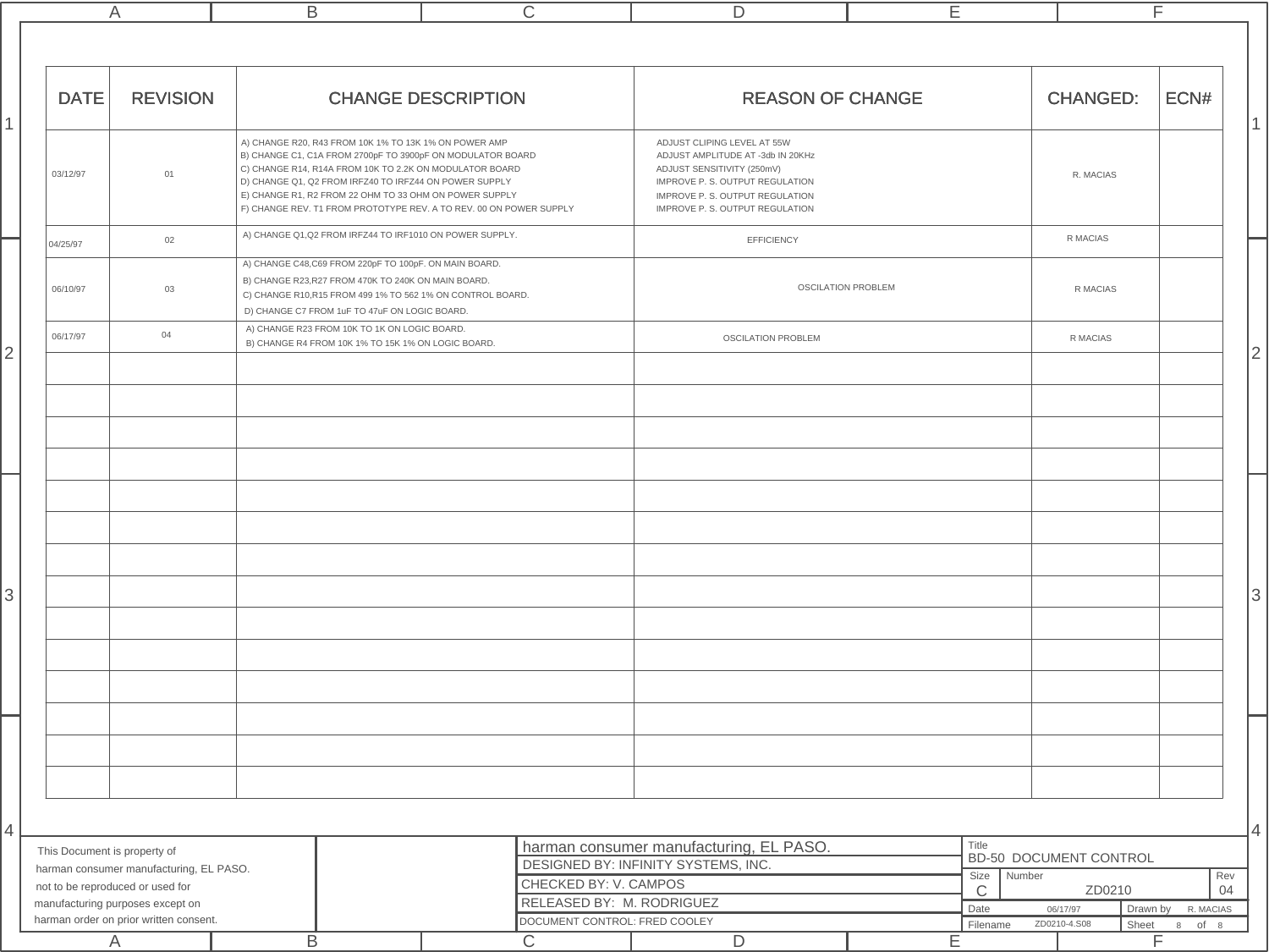| DATE | REVISION | CHANGE DESCRIPTION | REASON OF CHANGE | CHANGED: | ECN# |
|---|---|---|---|---|---|
| 03/12/97 | 01 | A) CHANGE R20, R43 FROM 10K 1% TO 13K 1% ON POWER AMP<br>B) CHANGE C1, C1A FROM 2700pF TO 3900pF ON MODULATOR BOARD<br>C) CHANGE R14, R14A FROM 10K TO 2.2K ON MODULATOR BOARD<br>D) CHANGE Q1, Q2 FROM IRFZ40 TO IRFZ44 ON POWER SUPPLY<br>E) CHANGE R1, R2 FROM 22 OHM TO 33 OHM ON POWER SUPPLY<br>F) CHANGE REV. T1 FROM PROTOTYPE REV. A TO REV. 00 ON POWER SUPPLY | ADJUST CLIPING LEVEL AT 55W<br>ADJUST AMPLITUDE AT -3db IN 20KHz<br>ADJUST SENSITIVITY (250mV)<br>IMPROVE P. S. OUTPUT REGULATION<br>IMPROVE P. S. OUTPUT REGULATION<br>IMPROVE P. S. OUTPUT REGULATION | R. MACIAS | |
| 04/25/97 | 02 | A) CHANGE Q1,Q2 FROM IRFZ44 TO IRF1010 ON POWER SUPPLY. | EFFICIENCY | R MACIAS | |
| 06/10/97 | 03 | A) CHANGE C48,C69 FROM 220pF TO 100pF. ON MAIN BOARD.<br>B) CHANGE R23,R27 FROM 470K TO 240K ON MAIN BOARD.<br>C) CHANGE R10,R15 FROM 499 1% TO 562 1% ON CONTROL BOARD.<br>D) CHANGE C7 FROM 1uF TO 47uF ON LOGIC BOARD. | OSCILATION PROBLEM | R MACIAS | |
| 06/17/97 | 04 | A) CHANGE R23 FROM 10K TO 1K ON LOGIC BOARD.<br>B) CHANGE R4 FROM 10K 1% TO 15K 1% ON LOGIC BOARD. | OSCILATION PROBLEM | R MACIAS | |
| | | | | | |
| | | | | | |
| | | | | | |
| | | | | | |
| | | | | | |
| | | | | | |
| | | | | | |
| | | | | | |
| | | | | | |
| | | | | | |
| | | | | | |
| | | | | | |
| | | | | | |
| | | | | | |

This Document is property of harman consumer manufacturing, EL PASO. not to be reproduced or used for manufacturing purposes except on harman order on prior written consent.

harman consumer manufacturing, EL PASO.
DESIGNED BY: INFINITY SYSTEMS, INC.
CHECKED BY: V. CAMPOS
RELEASED BY: M. RODRIGUEZ
DOCUMENT CONTROL: FRED COOLEY

| | | |
|---|---|---|
| Title: BD-50 DOCUMENT CONTROL | | |
| Size: C | Number: ZD0210 | Rev: 04 |
| Date: 06/17/97 | Drawn by: R. MACIAS | |
| Filename: ZD0210-4.S08 | Sheet 8 of 8 | |